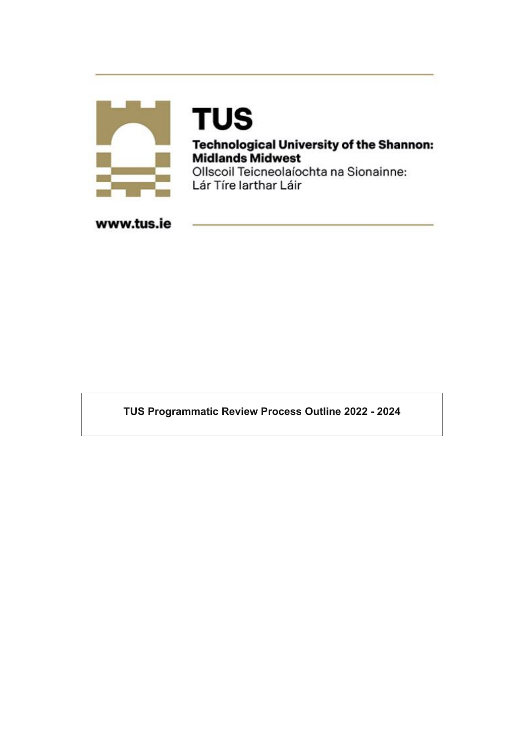**TUS**

**Technological University of the Shannon: Midlands Midwest**

Ollscoil Teicneolaíochta na Sionainne: Lár Tíre Iarthar Láir

**www.tus.ie**

# TUS Programmatic Review Process Outline 2022 - 2024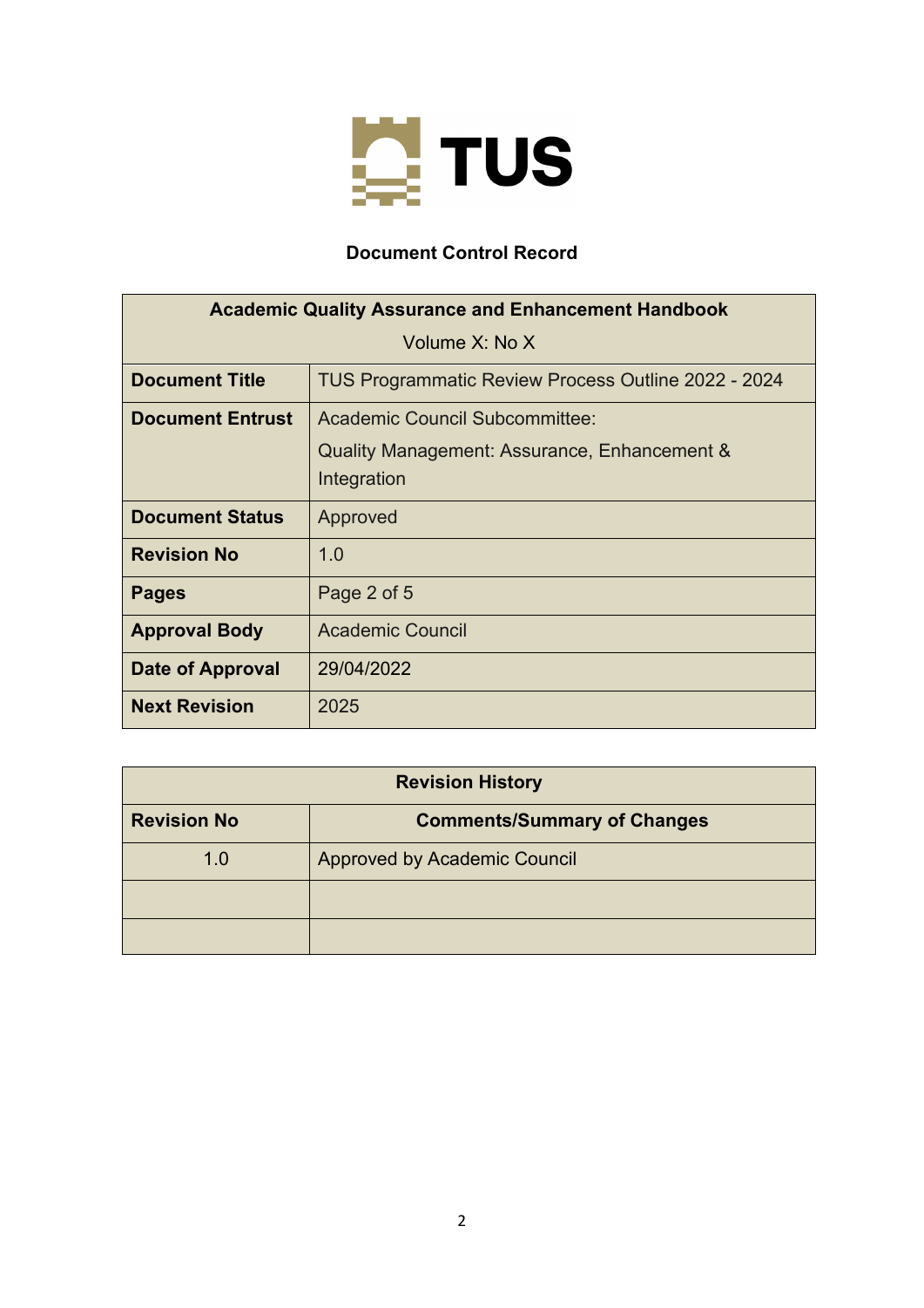## Document Control Record

| Academic Quality Assurance and Enhancement Handbook<br>Volume X: No X | |
|---|---|
| **Document Title** | TUS Programmatic Review Process Outline 2022 - 2024 |
| **Document Entrust** | Academic Council Subcommittee:<br>Quality Management: Assurance, Enhancement & Integration |
| **Document Status** | Approved |
| **Revision No** | 1.0 |
| **Pages** | Page 2 of 5 |
| **Approval Body** | Academic Council |
| **Date of Approval** | 29/04/2022 |
| **Next Revision** | 2025 |

| Revision History | |
|---|---|
| **Revision No** | **Comments/Summary of Changes** |
| 1.0 | Approved by Academic Council |
| | |
| | |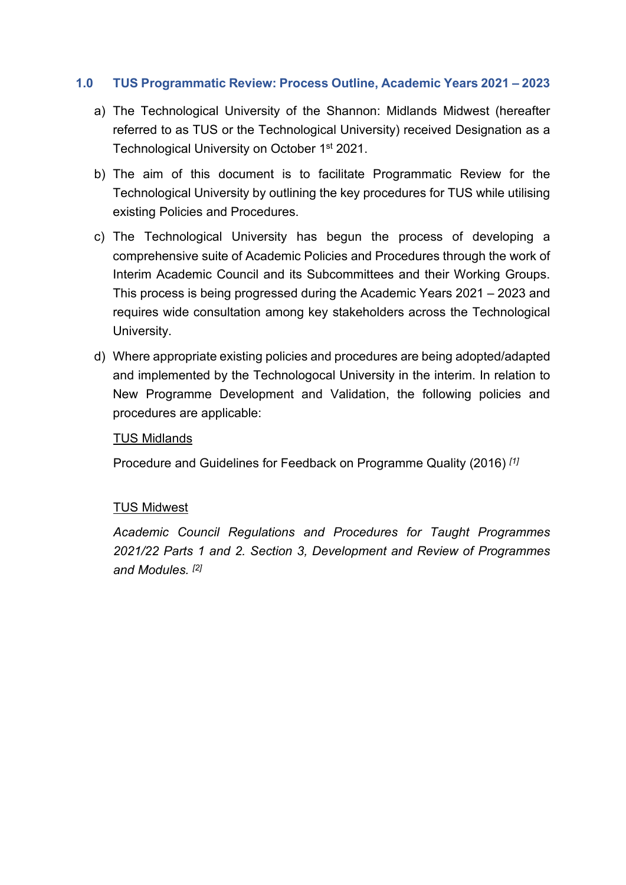## 1.0 TUS Programmatic Review: Process Outline, Academic Years 2021 – 2023

a) The Technological University of the Shannon: Midlands Midwest (hereafter referred to as TUS or the Technological University) received Designation as a Technological University on October 1st 2021.

b) The aim of this document is to facilitate Programmatic Review for the Technological University by outlining the key procedures for TUS while utilising existing Policies and Procedures.

c) The Technological University has begun the process of developing a comprehensive suite of Academic Policies and Procedures through the work of Interim Academic Council and its Subcommittees and their Working Groups. This process is being progressed during the Academic Years 2021 – 2023 and requires wide consultation among key stakeholders across the Technological University.

d) Where appropriate existing policies and procedures are being adopted/adapted and implemented by the Technologocal University in the interim. In relation to New Programme Development and Validation, the following policies and procedures are applicable:

   <u>TUS Midlands</u>

   Procedure and Guidelines for Feedback on Programme Quality (2016) [1]

   <u>TUS Midwest</u>

   *Academic Council Regulations and Procedures for Taught Programmes 2021/22 Parts 1 and 2. Section 3, Development and Review of Programmes and Modules.* [2]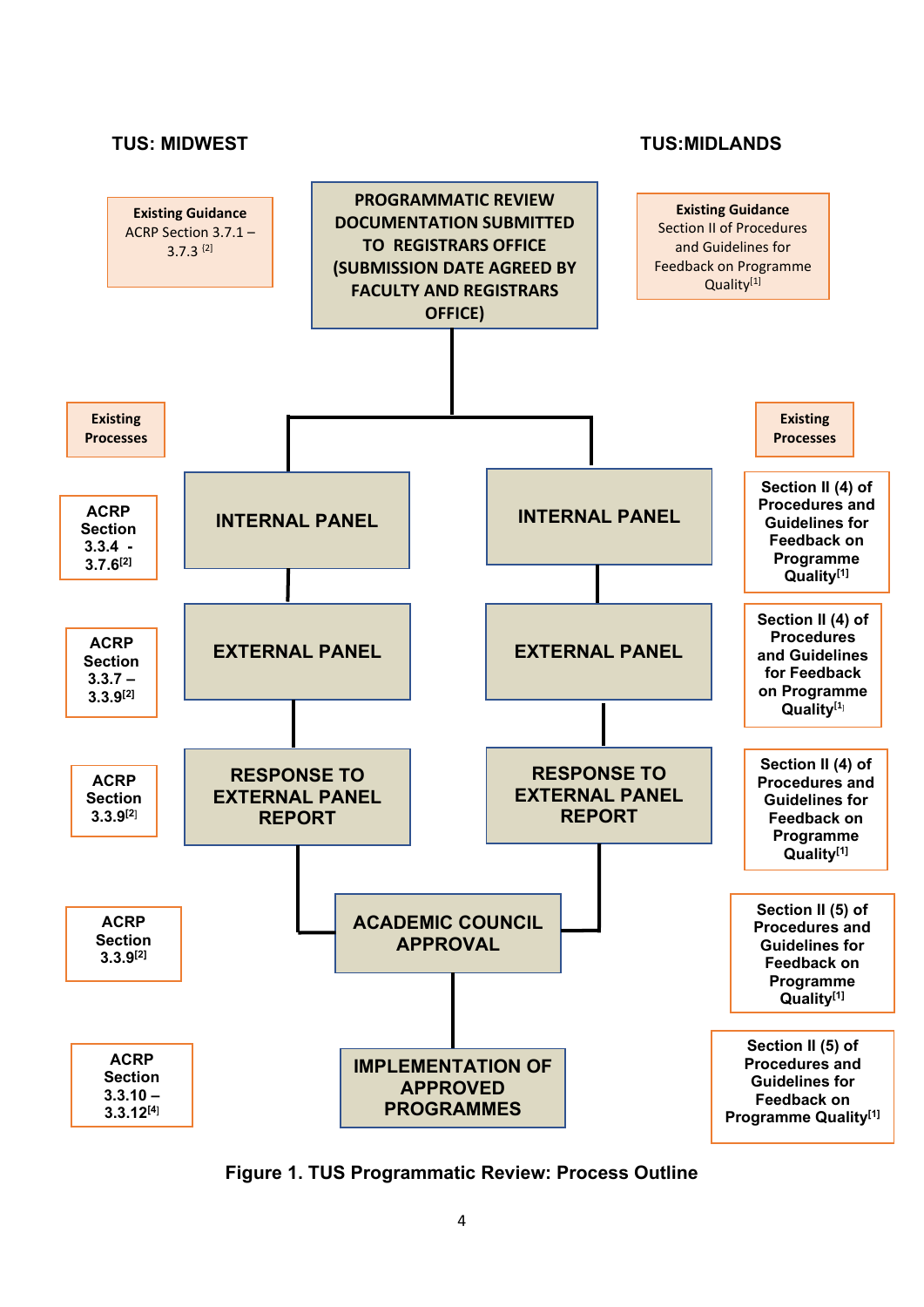**TUS: MIDWEST** | **TUS:MIDLANDS**

| TUS: Midwest Guidance | Process Step (TUS: Midwest) | Process Step (TUS: Midlands) | TUS: Midlands Guidance |
|---|---|---|---|
| **Existing Guidance** ACRP Section 3.7.1 – 3.7.3 [2] | **PROGRAMMATIC REVIEW DOCUMENTATION SUBMITTED TO REGISTRARS OFFICE (SUBMISSION DATE AGREED BY FACULTY AND REGISTRARS OFFICE)** | **PROGRAMMATIC REVIEW DOCUMENTATION SUBMITTED TO REGISTRARS OFFICE (SUBMISSION DATE AGREED BY FACULTY AND REGISTRARS OFFICE)** | **Existing Guidance** Section II of Procedures and Guidelines for Feedback on Programme Quality[1] |
| **Existing Processes** | | | **Existing Processes** |
| **ACRP Section 3.3.4 - 3.7.6[2]** | **INTERNAL PANEL** | **INTERNAL PANEL** | **Section II (4) of Procedures and Guidelines for Feedback on Programme Quality[1]** |
| **ACRP Section 3.3.7 – 3.3.9[2]** | **EXTERNAL PANEL** | **EXTERNAL PANEL** | **Section II (4) of Procedures and Guidelines for Feedback on Programme Quality[1]** |
| **ACRP Section 3.3.9[2]** | **RESPONSE TO EXTERNAL PANEL REPORT** | **RESPONSE TO EXTERNAL PANEL REPORT** | **Section II (4) of Procedures and Guidelines for Feedback on Programme Quality[1]** |
| **ACRP Section 3.3.9[2]** | **ACADEMIC COUNCIL APPROVAL** | **ACADEMIC COUNCIL APPROVAL** | **Section II (5) of Procedures and Guidelines for Feedback on Programme Quality[1]** |
| **ACRP Section 3.3.10 – 3.3.12[4]** | **IMPLEMENTATION OF APPROVED PROGRAMMES** | **IMPLEMENTATION OF APPROVED PROGRAMMES** | **Section II (5) of Procedures and Guidelines for Feedback on Programme Quality[1]** |

**Figure 1. TUS Programmatic Review: Process Outline**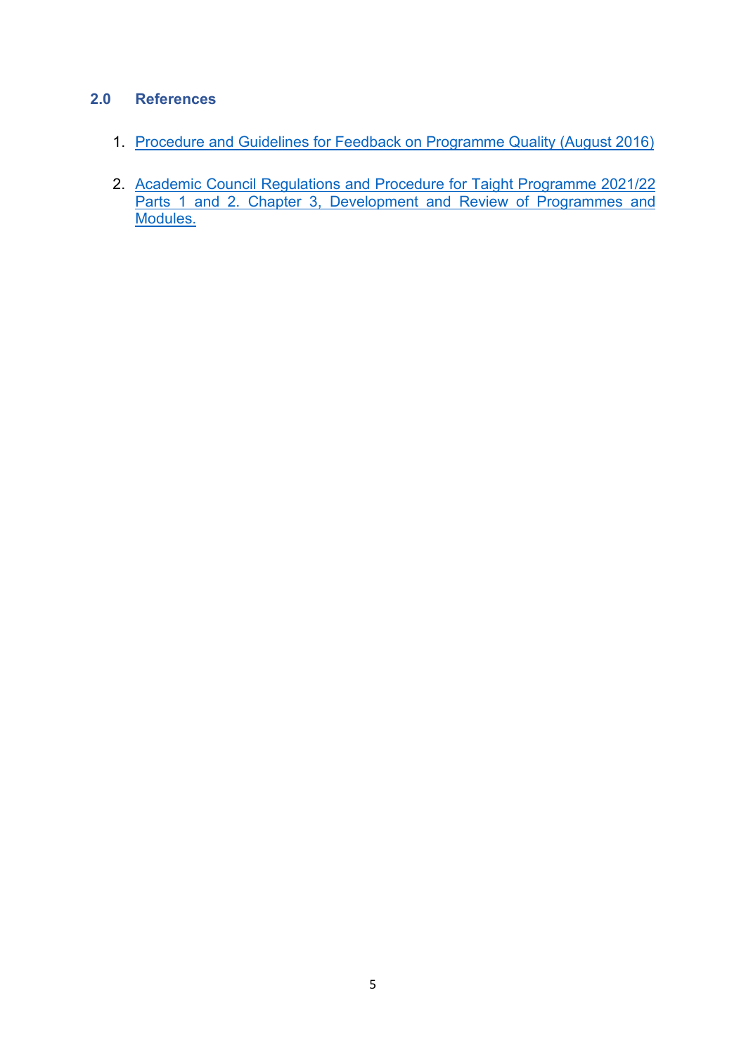## 2.0 References

1. Procedure and Guidelines for Feedback on Programme Quality (August 2016)

2. Academic Council Regulations and Procedure for Taight Programme 2021/22 Parts 1 and 2. Chapter 3, Development and Review of Programmes and Modules.